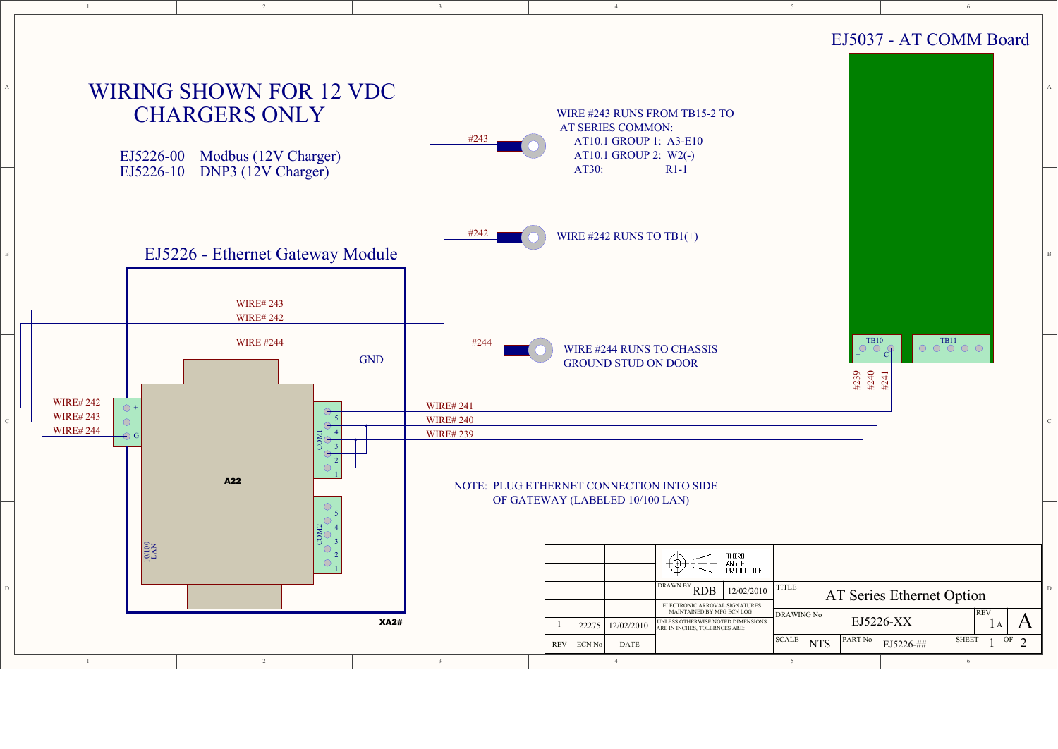# EJ5037 - AT COMM Board

# WIRING SHOWN FOR 12 VDC CHARGERS ONLY

EJ5226-00 Modbus (12V Charger)
EJ5226-10 DNP3 (12V Charger)

## EJ5226 - Ethernet Gateway Module

#243

WIRE #243 RUNS FROM TB15-2 TO AT SERIES COMMON:
- AT10.1 GROUP 1: A3-E10
- AT10.1 GROUP 2: W2(-)
- AT30: R1-1

#242

WIRE #242 RUNS TO TB1(+)

#244

WIRE #244 RUNS TO CHASSIS GROUND STUD ON DOOR

WIRE# 243
WIRE# 242
WIRE #244
GND

WIRE# 242 (+)
WIRE# 243 (-)
WIRE# 244 (G)

A22

COM1 (1–5)
COM2 (1–5)
10/100 LAN

WIRE# 241
WIRE# 240
WIRE# 239

TB10 (+, -, C)
TB11

#239
#240
#241

NOTE: PLUG ETHERNET CONNECTION INTO SIDE OF GATEWAY (LABELED 10/100 LAN)

XA2#

| REV | ECN No | DATE |
|---|---|---|
| 1 | 22275 | 12/02/2010 |

THIRD ANGLE PROJECTION

DRAWN BY: RDB 12/02/2010

ELECTRONIC ARROVAL SIGNATURES MAINTAINED BY MFG ECN LOG

UNLESS OTHERWISE NOTED DIMENSIONS ARE IN INCHES, TOLERNCES ARE:

| TITLE | AT Series Ethernet Option | | |
|---|---|---|---|
| DRAWING No | EJ5226-XX | REV | 1 A |
| SCALE | NTS | PART No | EJ5226-## |
| SHEET | 1 OF 2 | SIZE | A |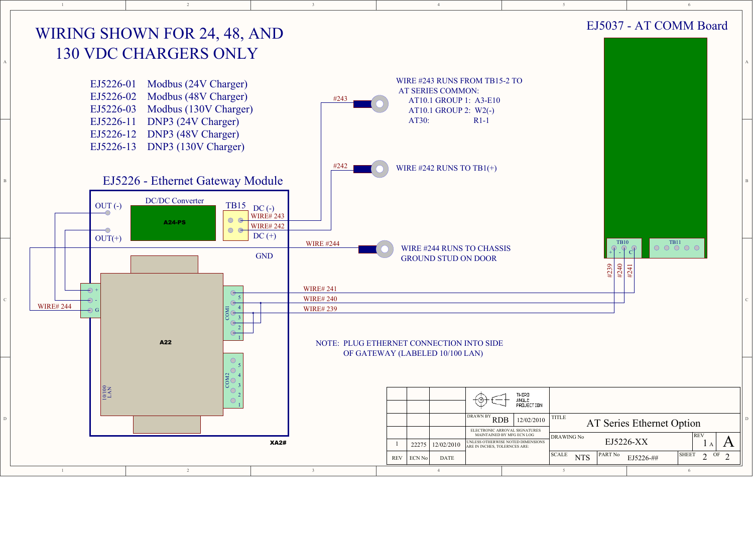# WIRING SHOWN FOR 24, 48, AND 130 VDC CHARGERS ONLY

EJ5037 - AT COMM Board

| | |
|---|---|
| EJ5226-01 | Modbus (24V Charger) |
| EJ5226-02 | Modbus (48V Charger) |
| EJ5226-03 | Modbus (130V Charger) |
| EJ5226-11 | DNP3 (24V Charger) |
| EJ5226-12 | DNP3 (48V Charger) |
| EJ5226-13 | DNP3 (130V Charger) |

## EJ5226 - Ethernet Gateway Module

DC/DC Converter

A24-PS

OUT (-)

OUT(+)

TB15

DC (-)

WIRE# 243

WIRE# 242

DC (+)

GND

A22

COM1

COM2

10/100 LAN

XA2#

WIRE# 244

#243

WIRE #243 RUNS FROM TB15-2 TO AT SERIES COMMON:

AT10.1 GROUP 1: A3-E10
AT10.1 GROUP 2: W2(-)
AT30: R1-1

#242

WIRE #242 RUNS TO TB1(+)

WIRE #244

WIRE #244 RUNS TO CHASSIS GROUND STUD ON DOOR

WIRE# 241

WIRE# 240

WIRE# 239

TB10

TB11

#239 #240 #241

NOTE: PLUG ETHERNET CONNECTION INTO SIDE OF GATEWAY (LABELED 10/100 LAN)

| REV | ECN No | DATE |
|---|---|---|
| 1 | 22275 | 12/02/2010 |

THIRD ANGLE PROJECTION

DRAWN BY RDB 12/02/2010

ELECTRONIC ARROVAL SIGNATURES MAINTAINED BY MFG ECN LOG

UNLESS OTHERWISE NOTED DIMENSIONS ARE IN INCHES, TOLERNCES ARE:

TITLE: AT Series Ethernet Option

DRAWING No: EJ5226-XX

REV: 1 A

A

SCALE: NTS

PART No: EJ5226-##

SHEET 2 OF 2